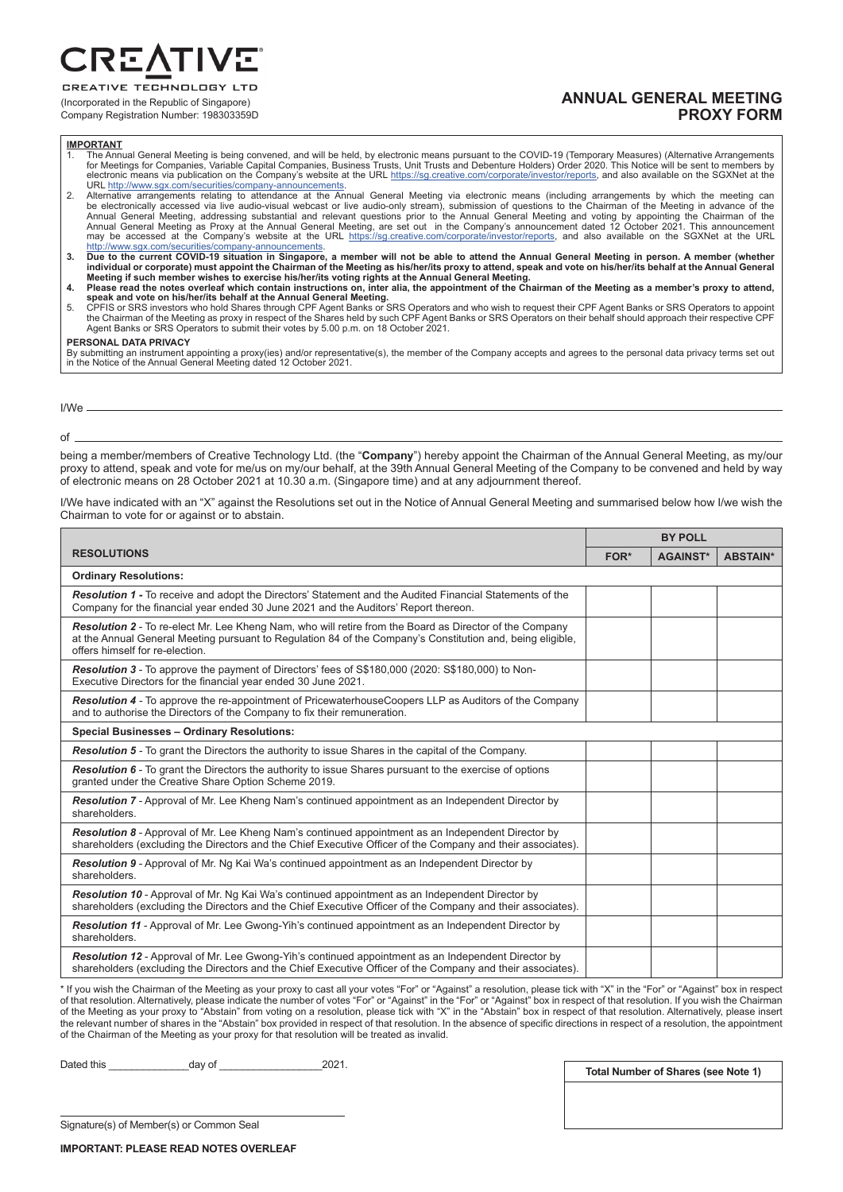**CREATIVE**

CREATIVE TECHNOLOGY LTD

(Incorporated in the Republic of Singapore)
Company Registration Number: 198303359D

# ANNUAL GENERAL MEETING PROXY FORM

**IMPORTANT**

1. The Annual General Meeting is being convened, and will be held, by electronic means pursuant to the COVID-19 (Temporary Measures) (Alternative Arrangements for Meetings for Companies, Variable Capital Companies, Business Trusts, Unit Trusts and Debenture Holders) Order 2020. This Notice will be sent to members by electronic means via publication on the Company's website at the URL https://sg.creative.com/corporate/investor/reports, and also available on the SGXNet at the URL http://www.sgx.com/securities/company-announcements.
2. Alternative arrangements relating to attendance at the Annual General Meeting via electronic means (including arrangements by which the meeting can be electronically accessed via live audio-visual webcast or live audio-only stream), submission of questions to the Chairman of the Meeting in advance of the Annual General Meeting, addressing substantial and relevant questions prior to the Annual General Meeting and voting by appointing the Chairman of the Annual General Meeting as Proxy at the Annual General Meeting, are set out in the Company's announcement dated 12 October 2021. This announcement may be accessed at the Company's website at the URL https://sg.creative.com/corporate/investor/reports, and also available on the SGXNet at the URL http://www.sgx.com/securities/company-announcements.
3. **Due to the current COVID-19 situation in Singapore, a member will not be able to attend the Annual General Meeting in person. A member (whether individual or corporate) must appoint the Chairman of the Meeting as his/her/its proxy to attend, speak and vote on his/her/its behalf at the Annual General Meeting if such member wishes to exercise his/her/its voting rights at the Annual General Meeting.**
4. **Please read the notes overleaf which contain instructions on, inter alia, the appointment of the Chairman of the Meeting as a member's proxy to attend, speak and vote on his/her/its behalf at the Annual General Meeting.**
5. CPFIS or SRS investors who hold Shares through CPF Agent Banks or SRS Operators and who wish to request their CPF Agent Banks or SRS Operators to appoint the Chairman of the Meeting as proxy in respect of the Shares held by such CPF Agent Banks or SRS Operators on their behalf should approach their respective CPF Agent Banks or SRS Operators to submit their votes by 5.00 p.m. on 18 October 2021.

**PERSONAL DATA PRIVACY**

By submitting an instrument appointing a proxy(ies) and/or representative(s), the member of the Company accepts and agrees to the personal data privacy terms set out in the Notice of the Annual General Meeting dated 12 October 2021.

I/We ____________________________________________

of ____________________________________________

being a member/members of Creative Technology Ltd. (the "**Company**") hereby appoint the Chairman of the Annual General Meeting, as my/our proxy to attend, speak and vote for me/us on my/our behalf, at the 39th Annual General Meeting of the Company to be convened and held by way of electronic means on 28 October 2021 at 10.30 a.m. (Singapore time) and at any adjournment thereof.

I/We have indicated with an "X" against the Resolutions set out in the Notice of Annual General Meeting and summarised below how I/we wish the Chairman to vote for or against or to abstain.

| RESOLUTIONS | BY POLL | | |
|---|---|---|---|
| | **FOR*** | **AGAINST*** | **ABSTAIN*** |
| **Ordinary Resolutions:** | | | |
| ***Resolution 1*** - To receive and adopt the Directors' Statement and the Audited Financial Statements of the Company for the financial year ended 30 June 2021 and the Auditors' Report thereon. | | | |
| ***Resolution 2*** - To re-elect Mr. Lee Kheng Nam, who will retire from the Board as Director of the Company at the Annual General Meeting pursuant to Regulation 84 of the Company's Constitution and, being eligible, offers himself for re-election. | | | |
| ***Resolution 3*** - To approve the payment of Directors' fees of S$180,000 (2020: S$180,000) to Non-Executive Directors for the financial year ended 30 June 2021. | | | |
| ***Resolution 4*** - To approve the re-appointment of PricewaterhouseCoopers LLP as Auditors of the Company and to authorise the Directors of the Company to fix their remuneration. | | | |
| **Special Businesses – Ordinary Resolutions:** | | | |
| ***Resolution 5*** - To grant the Directors the authority to issue Shares in the capital of the Company. | | | |
| ***Resolution 6*** - To grant the Directors the authority to issue Shares pursuant to the exercise of options granted under the Creative Share Option Scheme 2019. | | | |
| ***Resolution 7*** - Approval of Mr. Lee Kheng Nam's continued appointment as an Independent Director by shareholders. | | | |
| ***Resolution 8*** - Approval of Mr. Lee Kheng Nam's continued appointment as an Independent Director by shareholders (excluding the Directors and the Chief Executive Officer of the Company and their associates). | | | |
| ***Resolution 9*** - Approval of Mr. Ng Kai Wa's continued appointment as an Independent Director by shareholders. | | | |
| ***Resolution 10*** - Approval of Mr. Ng Kai Wa's continued appointment as an Independent Director by shareholders (excluding the Directors and the Chief Executive Officer of the Company and their associates). | | | |
| ***Resolution 11*** - Approval of Mr. Lee Gwong-Yih's continued appointment as an Independent Director by shareholders. | | | |
| ***Resolution 12*** - Approval of Mr. Lee Gwong-Yih's continued appointment as an Independent Director by shareholders (excluding the Directors and the Chief Executive Officer of the Company and their associates). | | | |

\* If you wish the Chairman of the Meeting as your proxy to cast all your votes "For" or "Against" a resolution, please tick with "X" in the "For" or "Against" box in respect of that resolution. Alternatively, please indicate the number of votes "For" or "Against" in the "For" or "Against" box in respect of that resolution. If you wish the Chairman of the Meeting as your proxy to "Abstain" from voting on a resolution, please tick with "X" in the "Abstain" box in respect of that resolution. Alternatively, please insert the relevant number of shares in the "Abstain" box provided in respect of that resolution. In the absence of specific directions in respect of a resolution, the appointment of the Chairman of the Meeting as your proxy for that resolution will be treated as invalid.

Dated this ______________day of __________________2021.

| **Total Number of Shares (see Note 1)** |
|---|
| |

____________________________________________
Signature(s) of Member(s) or Common Seal

**IMPORTANT: PLEASE READ NOTES OVERLEAF**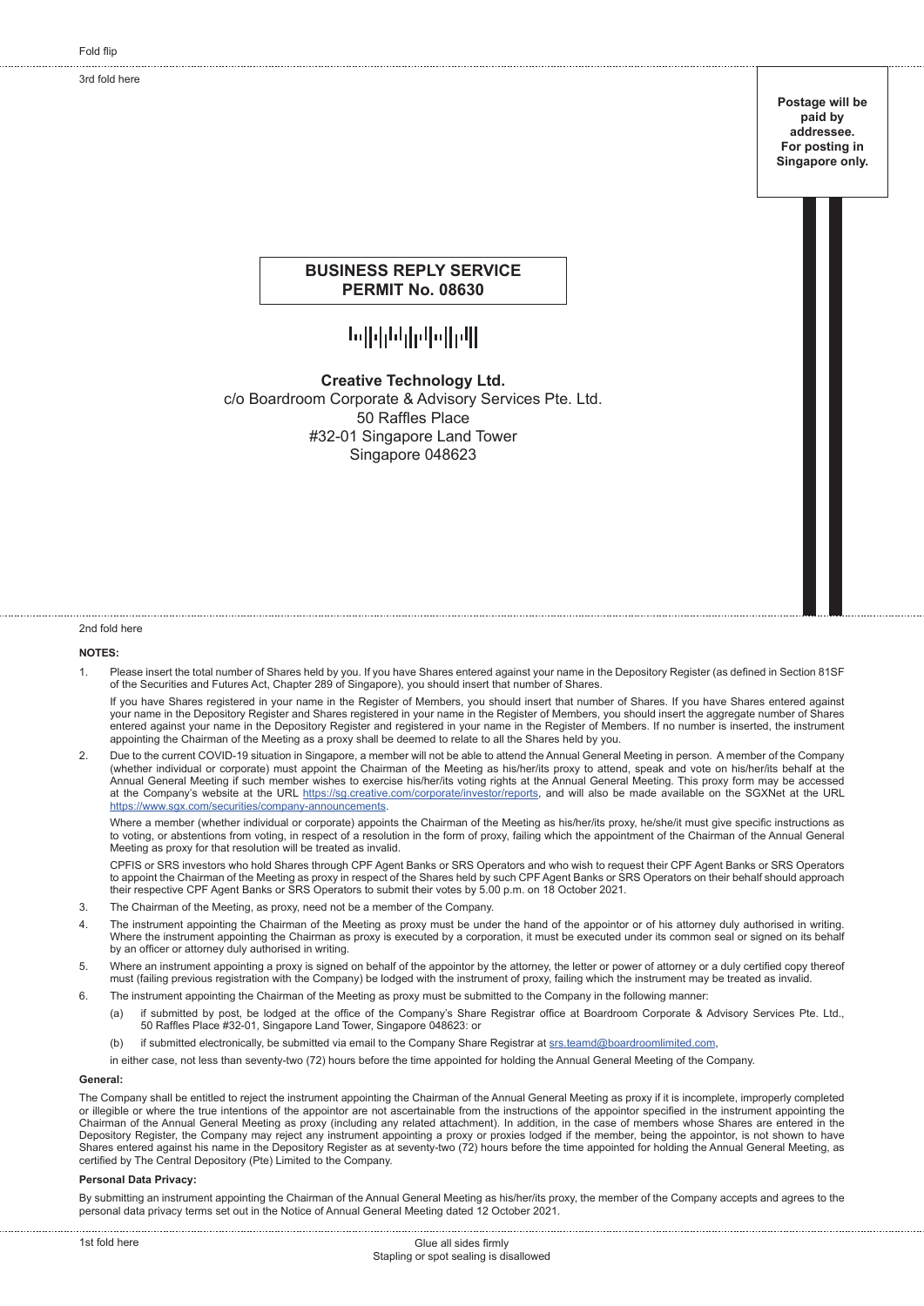Fold flip

3rd fold here

**Postage will be paid by addressee. For posting in Singapore only.**

**BUSINESS REPLY SERVICE**
**PERMIT No. 08630**

**Creative Technology Ltd.**
c/o Boardroom Corporate & Advisory Services Pte. Ltd.
50 Raffles Place
#32-01 Singapore Land Tower
Singapore 048623

2nd fold here

**NOTES:**

1. Please insert the total number of Shares held by you. If you have Shares entered against your name in the Depository Register (as defined in Section 81SF of the Securities and Futures Act, Chapter 289 of Singapore), you should insert that number of Shares.

   If you have Shares registered in your name in the Register of Members, you should insert that number of Shares. If you have Shares entered against your name in the Depository Register and Shares registered in your name in the Register of Members, you should insert the aggregate number of Shares entered against your name in the Depository Register and registered in your name in the Register of Members. If no number is inserted, the instrument appointing the Chairman of the Meeting as a proxy shall be deemed to relate to all the Shares held by you.

2. Due to the current COVID-19 situation in Singapore, a member will not be able to attend the Annual General Meeting in person. A member of the Company (whether individual or corporate) must appoint the Chairman of the Meeting as his/her/its proxy to attend, speak and vote on his/her/its behalf at the Annual General Meeting if such member wishes to exercise his/her/its voting rights at the Annual General Meeting. This proxy form may be accessed at the Company's website at the URL https://sg.creative.com/corporate/investor/reports, and will also be made available on the SGXNet at the URL https://www.sgx.com/securities/company-announcements.

   Where a member (whether individual or corporate) appoints the Chairman of the Meeting as his/her/its proxy, he/she/it must give specific instructions as to voting, or abstentions from voting, in respect of a resolution in the form of proxy, failing which the appointment of the Chairman of the Annual General Meeting as proxy for that resolution will be treated as invalid.

   CPFIS or SRS investors who hold Shares through CPF Agent Banks or SRS Operators and who wish to request their CPF Agent Banks or SRS Operators to appoint the Chairman of the Meeting as proxy in respect of the Shares held by such CPF Agent Banks or SRS Operators on their behalf should approach their respective CPF Agent Banks or SRS Operators to submit their votes by 5.00 p.m. on 18 October 2021.

3. The Chairman of the Meeting, as proxy, need not be a member of the Company.

4. The instrument appointing the Chairman of the Meeting as proxy must be under the hand of the appointor or of his attorney duly authorised in writing. Where the instrument appointing the Chairman as proxy is executed by a corporation, it must be executed under its common seal or signed on its behalf by an officer or attorney duly authorised in writing.

5. Where an instrument appointing a proxy is signed on behalf of the appointor by the attorney, the letter or power of attorney or a duly certified copy thereof must (failing previous registration with the Company) be lodged with the instrument of proxy, failing which the instrument may be treated as invalid.

6. The instrument appointing the Chairman of the Meeting as proxy must be submitted to the Company in the following manner:

   (a) if submitted by post, be lodged at the office of the Company's Share Registrar office at Boardroom Corporate & Advisory Services Pte. Ltd., 50 Raffles Place #32-01, Singapore Land Tower, Singapore 048623: or

   (b) if submitted electronically, be submitted via email to the Company Share Registrar at srs.teamd@boardroomlimited.com,

   in either case, not less than seventy-two (72) hours before the time appointed for holding the Annual General Meeting of the Company.

**General:**

The Company shall be entitled to reject the instrument appointing the Chairman of the Annual General Meeting as proxy if it is incomplete, improperly completed or illegible or where the true intentions of the appointor are not ascertainable from the instructions of the appointor specified in the instrument appointing the Chairman of the Annual General Meeting as proxy (including any related attachment). In addition, in the case of members whose Shares are entered in the Depository Register, the Company may reject any instrument appointing a proxy or proxies lodged if the member, being the appointor, is not shown to have Shares entered against his name in the Depository Register as at seventy-two (72) hours before the time appointed for holding the Annual General Meeting, as certified by The Central Depository (Pte) Limited to the Company.

**Personal Data Privacy:**

By submitting an instrument appointing the Chairman of the Annual General Meeting as his/her/its proxy, the member of the Company accepts and agrees to the personal data privacy terms set out in the Notice of Annual General Meeting dated 12 October 2021.

1st fold here

Glue all sides firmly
Stapling or spot sealing is disallowed